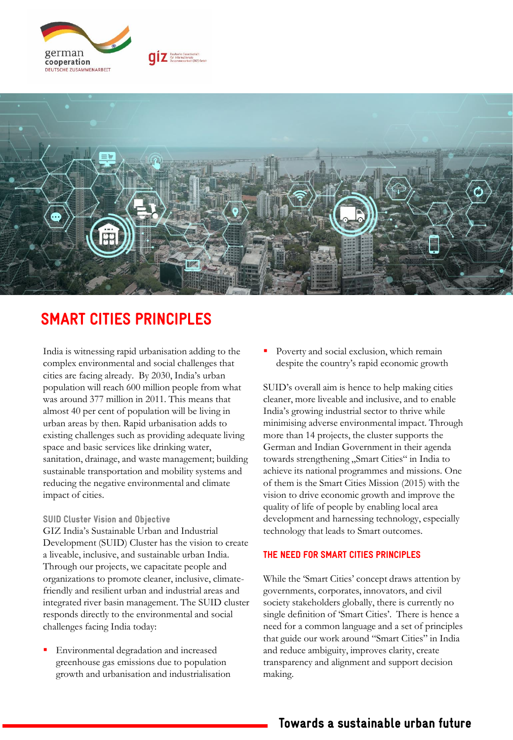# SMART CITIES PRINCIPLES

India is witnessing rapid urbanisation adding to the complex environmental and social challenges that cities are facing already. By 2030, India's urban population will reach 600 million people from what was around 377 million in 2011. This means that almost 40 per cent of population will be living in urban areas by then. Rapid urbanisation adds to existing challenges such as providing adequate living space and basic services like drinking water, sanitation, drainage, and waste management; building sustainable transportation and mobility systems and reducing the negative environmental and climate impact of cities.

### SUID Cluster Vision and Objective

GIZ India's Sustainable Urban and Industrial Development (SUID) Cluster has the vision to create a liveable, inclusive, and sustainable urban India. Through our projects, we capacitate people and organizations to promote cleaner, inclusive, climate-friendly and resilient urban and industrial areas and integrated river basin management. The SUID cluster responds directly to the environmental and social challenges facing India today:

- Environmental degradation and increased greenhouse gas emissions due to population growth and urbanisation and industrialisation
- Poverty and social exclusion, which remain despite the country's rapid economic growth

SUID's overall aim is hence to help making cities cleaner, more liveable and inclusive, and to enable India's growing industrial sector to thrive while minimising adverse environmental impact. Through more than 14 projects, the cluster supports the German and Indian Government in their agenda towards strengthening „Smart Cities" in India to achieve its national programmes and missions. One of them is the Smart Cities Mission (2015) with the vision to drive economic growth and improve the quality of life of people by enabling local area development and harnessing technology, especially technology that leads to Smart outcomes.

## THE NEED FOR SMART CITIES PRINCIPLES

While the 'Smart Cities' concept draws attention by governments, corporates, innovators, and civil society stakeholders globally, there is currently no single definition of 'Smart Cities'. There is hence a need for a common language and a set of principles that guide our work around "Smart Cities" in India and reduce ambiguity, improves clarity, create transparency and alignment and support decision making.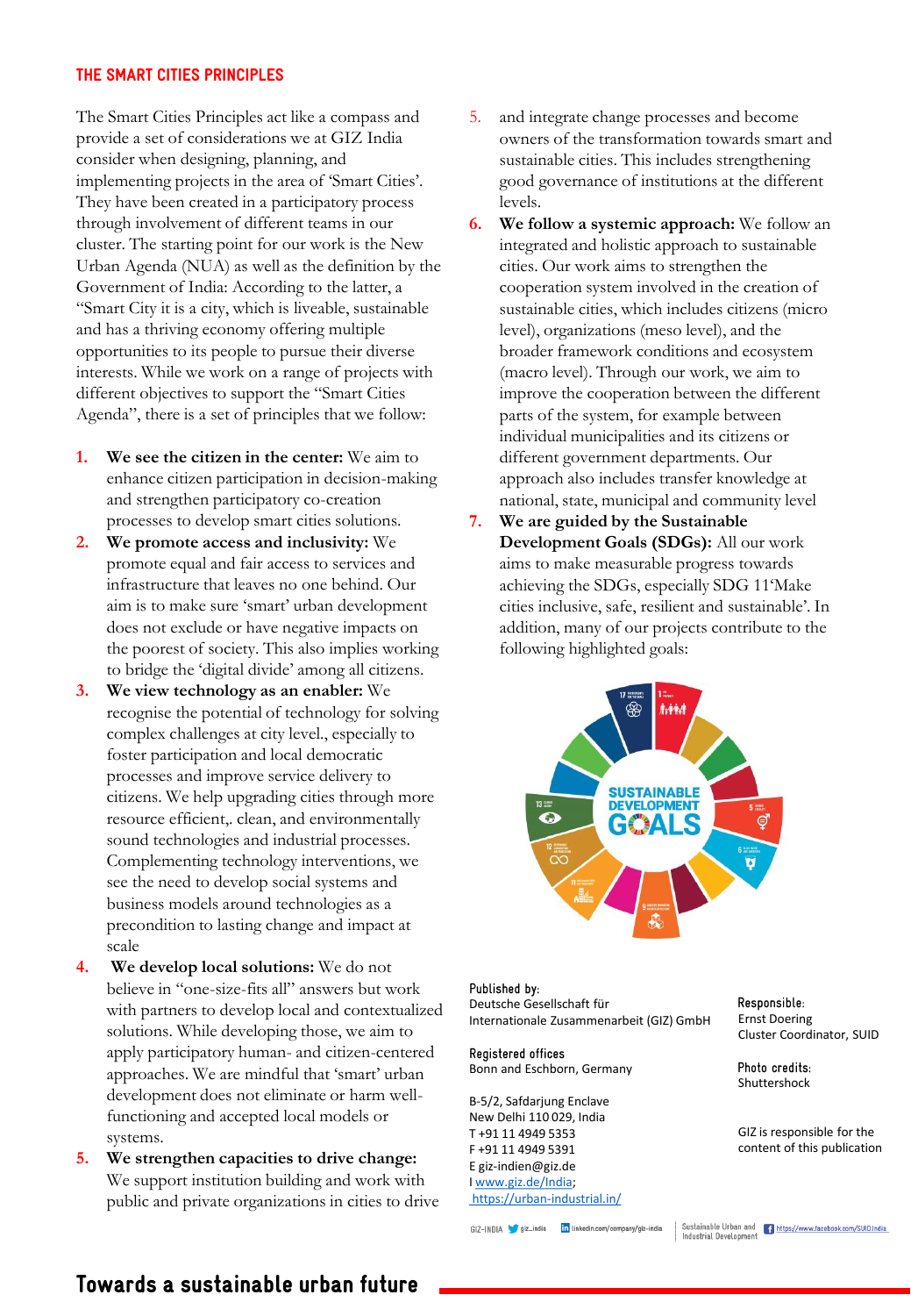## THE SMART CITIES PRINCIPLES

The Smart Cities Principles act like a compass and provide a set of considerations we at GIZ India consider when designing, planning, and implementing projects in the area of 'Smart Cities'. They have been created in a participatory process through involvement of different teams in our cluster. The starting point for our work is the New Urban Agenda (NUA) as well as the definition by the Government of India: According to the latter, a "Smart City it is a city, which is liveable, sustainable and has a thriving economy offering multiple opportunities to its people to pursue their diverse interests. While we work on a range of projects with different objectives to support the "Smart Cities Agenda", there is a set of principles that we follow:

1. **We see the citizen in the center:** We aim to enhance citizen participation in decision-making and strengthen participatory co-creation processes to develop smart cities solutions.
2. **We promote access and inclusivity:** We promote equal and fair access to services and infrastructure that leaves no one behind. Our aim is to make sure 'smart' urban development does not exclude or have negative impacts on the poorest of society. This also implies working to bridge the 'digital divide' among all citizens.
3. **We view technology as an enabler:** We recognise the potential of technology for solving complex challenges at city level., especially to foster participation and local democratic processes and improve service delivery to citizens. We help upgrading cities through more resource efficient,. clean, and environmentally sound technologies and industrial processes. Complementing technology interventions, we see the need to develop social systems and business models around technologies as a precondition to lasting change and impact at scale
4. **We develop local solutions:** We do not believe in "one-size-fits all" answers but work with partners to develop local and contextualized solutions. While developing those, we aim to apply participatory human- and citizen-centered approaches. We are mindful that 'smart' urban development does not eliminate or harm well-functioning and accepted local models or systems.
5. **We strengthen capacities to drive change:** We support institution building and work with public and private organizations in cities to drive and integrate change processes and become owners of the transformation towards smart and sustainable cities. This includes strengthening good governance of institutions at the different levels.
6. **We follow a systemic approach:** We follow an integrated and holistic approach to sustainable cities. Our work aims to strengthen the cooperation system involved in the creation of sustainable cities, which includes citizens (micro level), organizations (meso level), and the broader framework conditions and ecosystem (macro level). Through our work, we aim to improve the cooperation between the different parts of the system, for example between individual municipalities and its citizens or different government departments. Our approach also includes transfer knowledge at national, state, municipal and community level
7. **We are guided by the Sustainable Development Goals (SDGs):** All our work aims to make measurable progress towards achieving the SDGs, especially SDG 11'Make cities inclusive, safe, resilient and sustainable'. In addition, many of our projects contribute to the following highlighted goals:

SUSTAINABLE DEVELOPMENT GOALS

**Published by:**
Deutsche Gesellschaft für Internationale Zusammenarbeit (GIZ) GmbH

**Registered offices**
Bonn and Eschborn, Germany

B-5/2, Safdarjung Enclave
New Delhi 110 029, India
T +91 11 4949 5353
F +91 11 4949 5391
E giz-indien@giz.de
I www.giz.de/India; https://urban-industrial.in/

**Responsible:**
Ernst Doering
Cluster Coordinator, SUID

**Photo credits:**
Shutterstock

GIZ is responsible for the content of this publication

GIZ-INDIA giz_india linkedin.com/company/giz-india | Sustainable Urban and Industrial Development https://www.facebook.com/SUIDIndia

## Towards a sustainable urban future